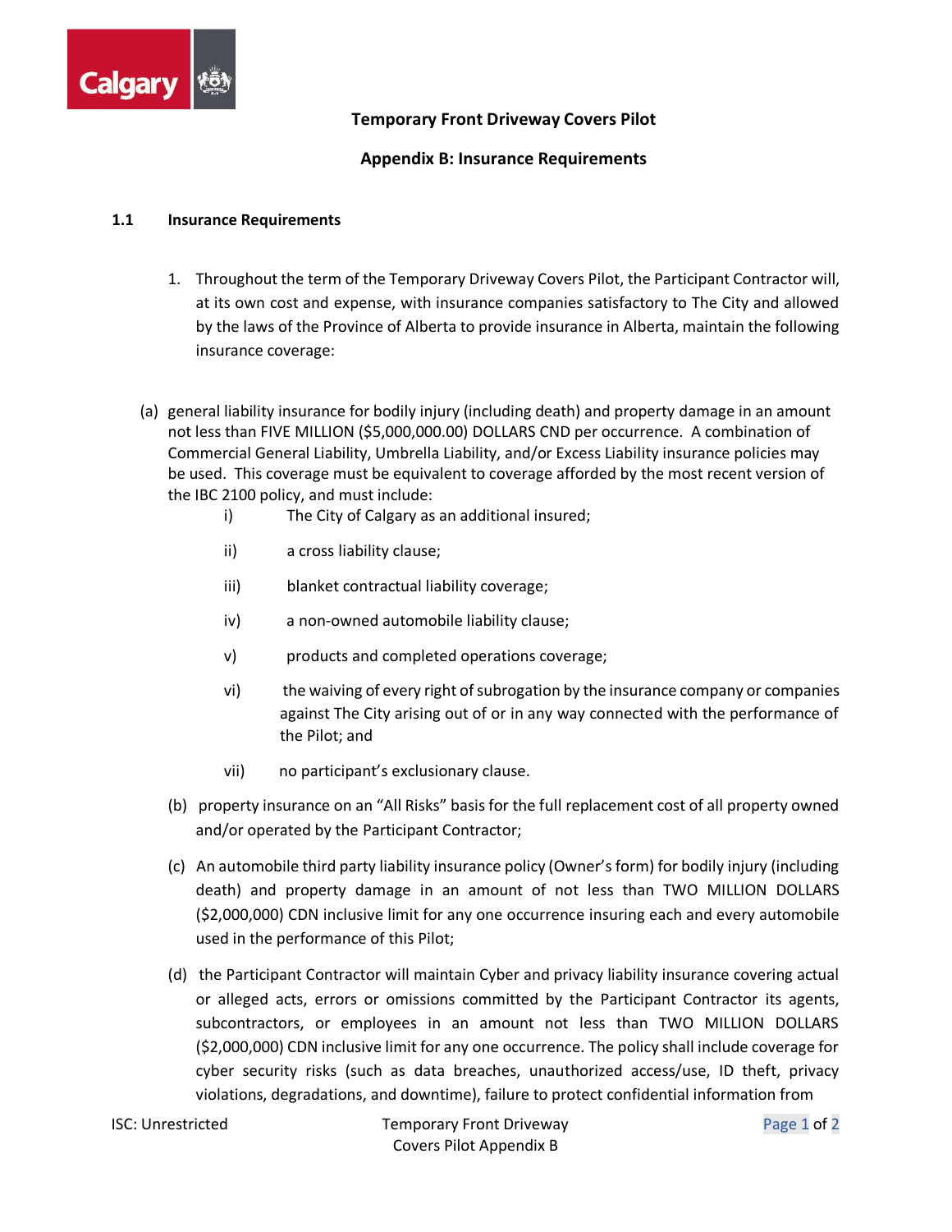# Temporary Front Driveway Covers Pilot

## Appendix B: Insurance Requirements

### 1.1 Insurance Requirements

1. Throughout the term of the Temporary Driveway Covers Pilot, the Participant Contractor will, at its own cost and expense, with insurance companies satisfactory to The City and allowed by the laws of the Province of Alberta to provide insurance in Alberta, maintain the following insurance coverage:

(a) general liability insurance for bodily injury (including death) and property damage in an amount not less than FIVE MILLION ($5,000,000.00) DOLLARS CND per occurrence. A combination of Commercial General Liability, Umbrella Liability, and/or Excess Liability insurance policies may be used. This coverage must be equivalent to coverage afforded by the most recent version of the IBC 2100 policy, and must include:

   i) The City of Calgary as an additional insured;

   ii) a cross liability clause;

   iii) blanket contractual liability coverage;

   iv) a non-owned automobile liability clause;

   v) products and completed operations coverage;

   vi) the waiving of every right of subrogation by the insurance company or companies against The City arising out of or in any way connected with the performance of the Pilot; and

   vii) no participant's exclusionary clause.

(b) property insurance on an "All Risks" basis for the full replacement cost of all property owned and/or operated by the Participant Contractor;

(c) An automobile third party liability insurance policy (Owner's form) for bodily injury (including death) and property damage in an amount of not less than TWO MILLION DOLLARS ($2,000,000) CDN inclusive limit for any one occurrence insuring each and every automobile used in the performance of this Pilot;

(d) the Participant Contractor will maintain Cyber and privacy liability insurance covering actual or alleged acts, errors or omissions committed by the Participant Contractor its agents, subcontractors, or employees in an amount not less than TWO MILLION DOLLARS ($2,000,000) CDN inclusive limit for any one occurrence. The policy shall include coverage for cyber security risks (such as data breaches, unauthorized access/use, ID theft, privacy violations, degradations, and downtime), failure to protect confidential information from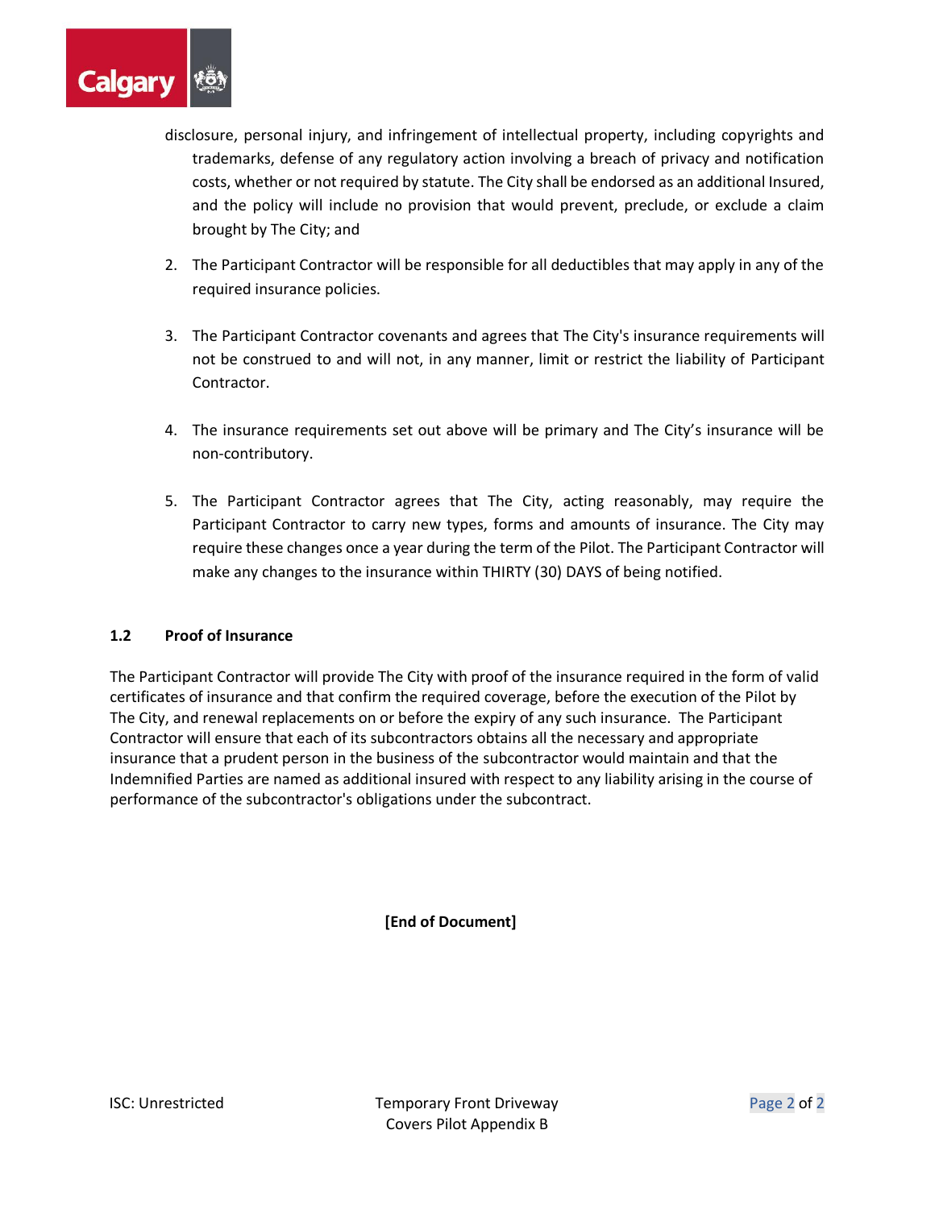disclosure, personal injury, and infringement of intellectual property, including copyrights and trademarks, defense of any regulatory action involving a breach of privacy and notification costs, whether or not required by statute. The City shall be endorsed as an additional Insured, and the policy will include no provision that would prevent, preclude, or exclude a claim brought by The City; and

2. The Participant Contractor will be responsible for all deductibles that may apply in any of the required insurance policies.

3. The Participant Contractor covenants and agrees that The City's insurance requirements will not be construed to and will not, in any manner, limit or restrict the liability of Participant Contractor.

4. The insurance requirements set out above will be primary and The City's insurance will be non-contributory.

5. The Participant Contractor agrees that The City, acting reasonably, may require the Participant Contractor to carry new types, forms and amounts of insurance. The City may require these changes once a year during the term of the Pilot. The Participant Contractor will make any changes to the insurance within THIRTY (30) DAYS of being notified.

### 1.2 Proof of Insurance

The Participant Contractor will provide The City with proof of the insurance required in the form of valid certificates of insurance and that confirm the required coverage, before the execution of the Pilot by The City, and renewal replacements on or before the expiry of any such insurance. The Participant Contractor will ensure that each of its subcontractors obtains all the necessary and appropriate insurance that a prudent person in the business of the subcontractor would maintain and that the Indemnified Parties are named as additional insured with respect to any liability arising in the course of performance of the subcontractor's obligations under the subcontract.

**[End of Document]**